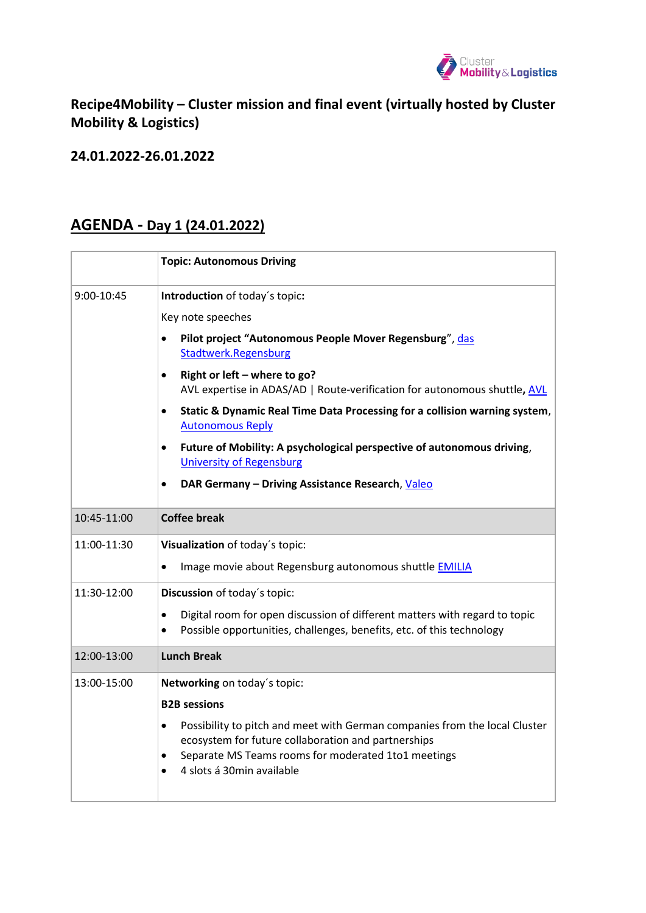## Recipe4Mobility – Cluster mission and final event (virtually hosted by Cluster Mobility & Logistics)

### 24.01.2022-26.01.2022

## AGENDA - Day 1 (24.01.2022)

| | **Topic: Autonomous Driving** |
|---|---|
| 9:00-10:45 | **Introduction** of today´s topic:<br>Key note speeches<br>• **Pilot project "Autonomous People Mover Regensburg"**, das Stadtwerk.Regensburg<br>• **Right or left – where to go?** AVL expertise in ADAS/AD \| Route-verification for autonomous shuttle**,** AVL<br>• **Static & Dynamic Real Time Data Processing for a collision warning system**, Autonomous Reply<br>• **Future of Mobility: A psychological perspective of autonomous driving**, University of Regensburg<br>• **DAR Germany – Driving Assistance Research**, Valeo |
| 10:45-11:00 | **Coffee break** |
| 11:00-11:30 | **Visualization** of today´s topic:<br>• Image movie about Regensburg autonomous shuttle EMILIA |
| 11:30-12:00 | **Discussion** of today´s topic:<br>• Digital room for open discussion of different matters with regard to topic<br>• Possible opportunities, challenges, benefits, etc. of this technology |
| 12:00-13:00 | **Lunch Break** |
| 13:00-15:00 | **Networking** on today´s topic:<br>**B2B sessions**<br>• Possibility to pitch and meet with German companies from the local Cluster ecosystem for future collaboration and partnerships<br>• Separate MS Teams rooms for moderated 1to1 meetings<br>• 4 slots á 30min available |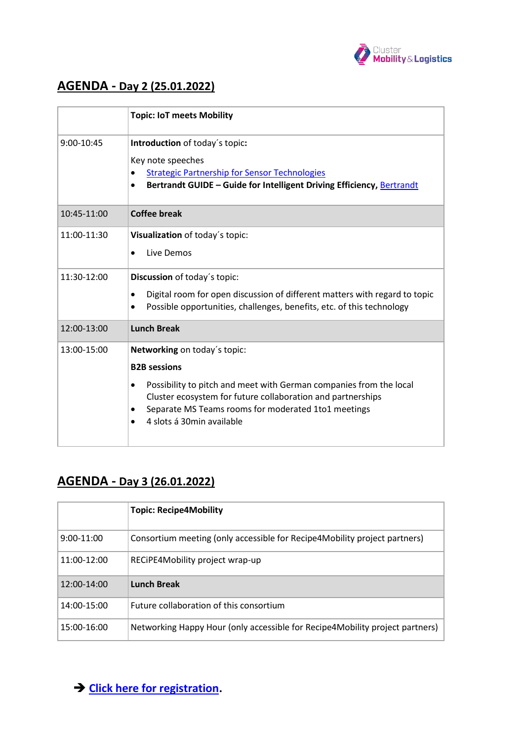## AGENDA - Day 2 (25.01.2022)

| | Topic: IoT meets Mobility |
|---|---|
| 9:00-10:45 | **Introduction** of today´s topic**:**<br>Key note speeches<br>• Strategic Partnership for Sensor Technologies<br>• **Bertrandt GUIDE – Guide for Intelligent Driving Efficiency,** Bertrandt |
| 10:45-11:00 | **Coffee break** |
| 11:00-11:30 | **Visualization** of today´s topic:<br>• Live Demos |
| 11:30-12:00 | **Discussion** of today´s topic:<br>• Digital room for open discussion of different matters with regard to topic<br>• Possible opportunities, challenges, benefits, etc. of this technology |
| 12:00-13:00 | **Lunch Break** |
| 13:00-15:00 | **Networking** on today´s topic:<br>**B2B sessions**<br>• Possibility to pitch and meet with German companies from the local Cluster ecosystem for future collaboration and partnerships<br>• Separate MS Teams rooms for moderated 1to1 meetings<br>• 4 slots á 30min available |

## AGENDA - Day 3 (26.01.2022)

| | Topic: Recipe4Mobility |
|---|---|
| 9:00-11:00 | Consortium meeting (only accessible for Recipe4Mobility project partners) |
| 11:00-12:00 | RECiPE4Mobility project wrap-up |
| 12:00-14:00 | **Lunch Break** |
| 14:00-15:00 | Future collaboration of this consortium |
| 15:00-16:00 | Networking Happy Hour (only accessible for Recipe4Mobility project partners) |

➔ **Click here for registration.**